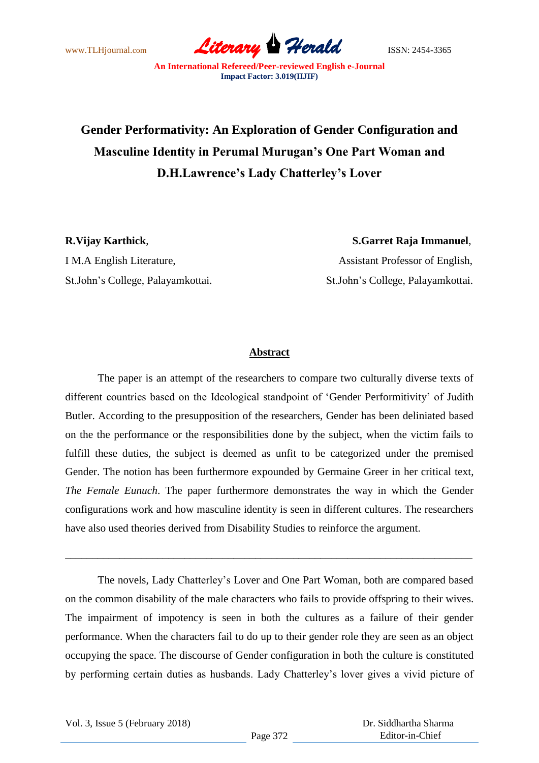# Gender Performativity: An Exploration of Gender Configuration and Masculine Identity in Perumal Murugan's One Part Woman and D.H.Lawrence's Lady Chatterley's Lover

**R.Vijay Karthick**,
I M.A English Literature,
St.John's College, Palayamkottai.

**S.Garret Raja Immanuel**,
Assistant Professor of English,
St.John's College, Palayamkottai.

## Abstract

The paper is an attempt of the researchers to compare two culturally diverse texts of different countries based on the Ideological standpoint of 'Gender Performitivity' of Judith Butler. According to the presupposition of the researchers, Gender has been deliniated based on the the performance or the responsibilities done by the subject, when the victim fails to fulfill these duties, the subject is deemed as unfit to be categorized under the premised Gender. The notion has been furthermore expounded by Germaine Greer in her critical text, *The Female Eunuch*. The paper furthermore demonstrates the way in which the Gender configurations work and how masculine identity is seen in different cultures. The researchers have also used theories derived from Disability Studies to reinforce the argument.

---

The novels, Lady Chatterley's Lover and One Part Woman, both are compared based on the common disability of the male characters who fails to provide offspring to their wives. The impairment of impotency is seen in both the cultures as a failure of their gender performance. When the characters fail to do up to their gender role they are seen as an object occupying the space. The discourse of Gender configuration in both the culture is constituted by performing certain duties as husbands. Lady Chatterley's lover gives a vivid picture of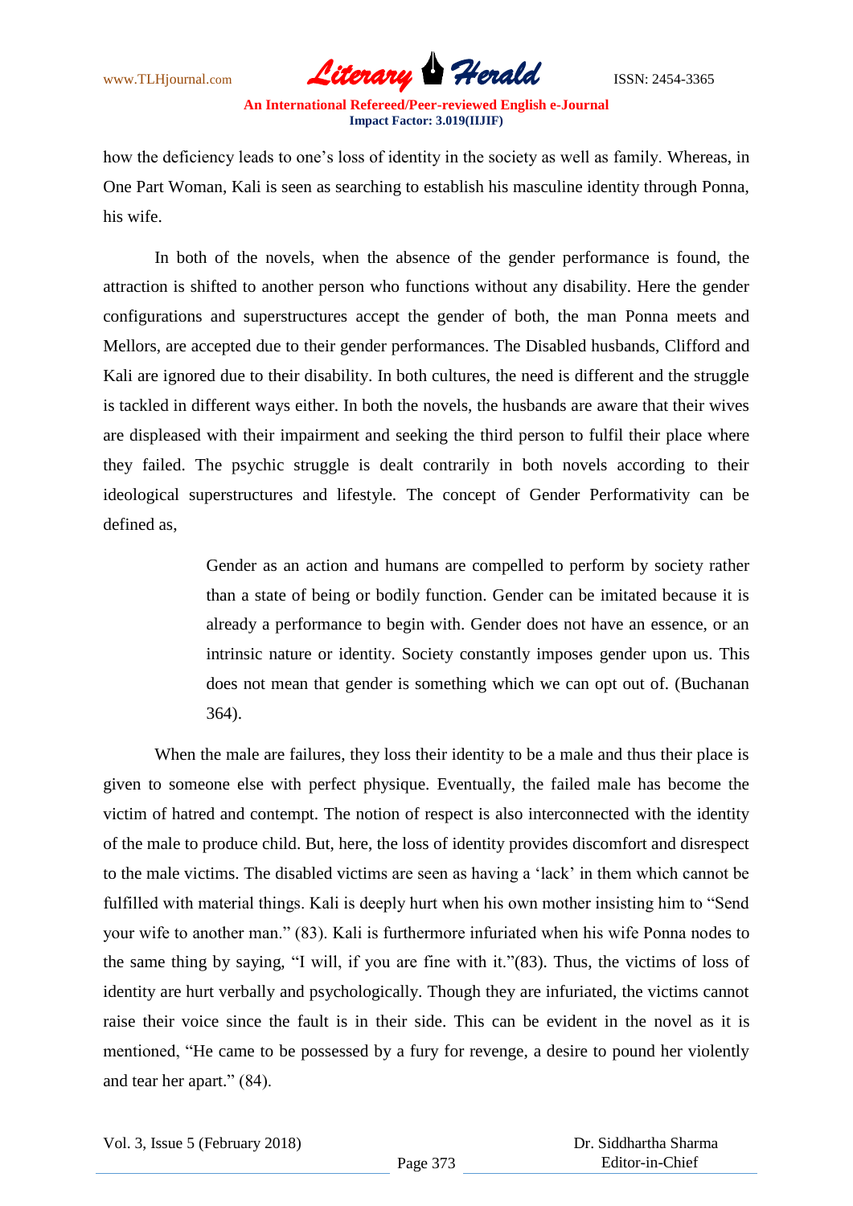how the deficiency leads to one's loss of identity in the society as well as family. Whereas, in One Part Woman, Kali is seen as searching to establish his masculine identity through Ponna, his wife.

In both of the novels, when the absence of the gender performance is found, the attraction is shifted to another person who functions without any disability. Here the gender configurations and superstructures accept the gender of both, the man Ponna meets and Mellors, are accepted due to their gender performances. The Disabled husbands, Clifford and Kali are ignored due to their disability. In both cultures, the need is different and the struggle is tackled in different ways either. In both the novels, the husbands are aware that their wives are displeased with their impairment and seeking the third person to fulfil their place where they failed. The psychic struggle is dealt contrarily in both novels according to their ideological superstructures and lifestyle. The concept of Gender Performativity can be defined as,

> Gender as an action and humans are compelled to perform by society rather than a state of being or bodily function. Gender can be imitated because it is already a performance to begin with. Gender does not have an essence, or an intrinsic nature or identity. Society constantly imposes gender upon us. This does not mean that gender is something which we can opt out of. (Buchanan 364).

When the male are failures, they loss their identity to be a male and thus their place is given to someone else with perfect physique. Eventually, the failed male has become the victim of hatred and contempt. The notion of respect is also interconnected with the identity of the male to produce child. But, here, the loss of identity provides discomfort and disrespect to the male victims. The disabled victims are seen as having a 'lack' in them which cannot be fulfilled with material things. Kali is deeply hurt when his own mother insisting him to "Send your wife to another man." (83). Kali is furthermore infuriated when his wife Ponna nodes to the same thing by saying, "I will, if you are fine with it."(83). Thus, the victims of loss of identity are hurt verbally and psychologically. Though they are infuriated, the victims cannot raise their voice since the fault is in their side. This can be evident in the novel as it is mentioned, "He came to be possessed by a fury for revenge, a desire to pound her violently and tear her apart." (84).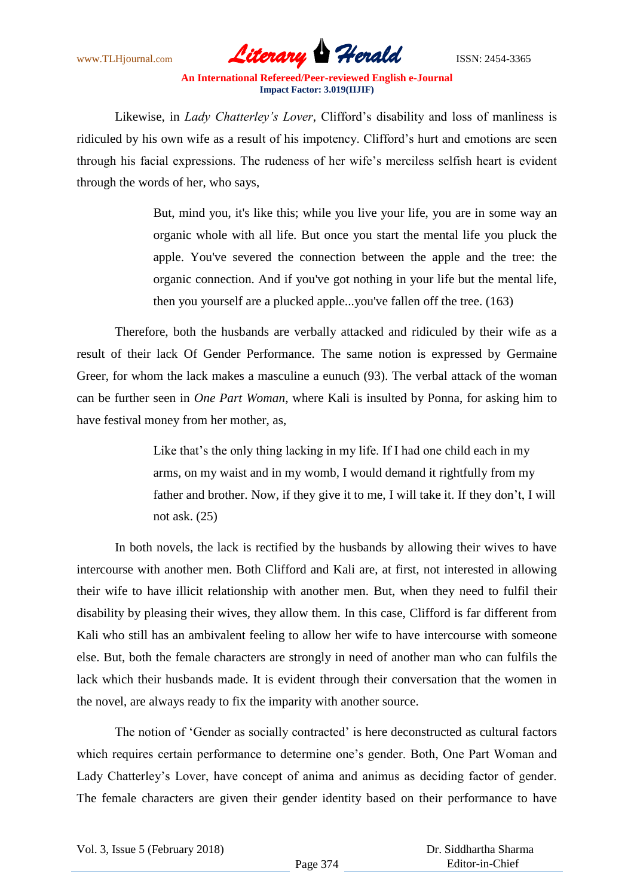Likewise, in *Lady Chatterley's Lover*, Clifford's disability and loss of manliness is ridiculed by his own wife as a result of his impotency. Clifford's hurt and emotions are seen through his facial expressions. The rudeness of her wife's merciless selfish heart is evident through the words of her, who says,

> But, mind you, it's like this; while you live your life, you are in some way an organic whole with all life. But once you start the mental life you pluck the apple. You've severed the connection between the apple and the tree: the organic connection. And if you've got nothing in your life but the mental life, then you yourself are a plucked apple...you've fallen off the tree. (163)

Therefore, both the husbands are verbally attacked and ridiculed by their wife as a result of their lack Of Gender Performance. The same notion is expressed by Germaine Greer, for whom the lack makes a masculine a eunuch (93). The verbal attack of the woman can be further seen in *One Part Woman*, where Kali is insulted by Ponna, for asking him to have festival money from her mother, as,

> Like that's the only thing lacking in my life. If I had one child each in my arms, on my waist and in my womb, I would demand it rightfully from my father and brother. Now, if they give it to me, I will take it. If they don't, I will not ask. (25)

In both novels, the lack is rectified by the husbands by allowing their wives to have intercourse with another men. Both Clifford and Kali are, at first, not interested in allowing their wife to have illicit relationship with another men. But, when they need to fulfil their disability by pleasing their wives, they allow them. In this case, Clifford is far different from Kali who still has an ambivalent feeling to allow her wife to have intercourse with someone else. But, both the female characters are strongly in need of another man who can fulfils the lack which their husbands made. It is evident through their conversation that the women in the novel, are always ready to fix the imparity with another source.

The notion of 'Gender as socially contracted' is here deconstructed as cultural factors which requires certain performance to determine one's gender. Both, One Part Woman and Lady Chatterley's Lover, have concept of anima and animus as deciding factor of gender. The female characters are given their gender identity based on their performance to have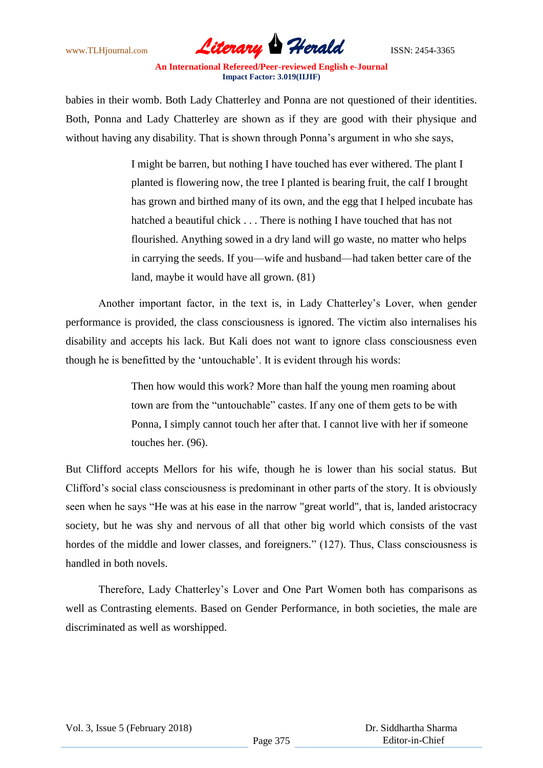babies in their womb. Both Lady Chatterley and Ponna are not questioned of their identities. Both, Ponna and Lady Chatterley are shown as if they are good with their physique and without having any disability. That is shown through Ponna's argument in who she says,

> I might be barren, but nothing I have touched has ever withered. The plant I planted is flowering now, the tree I planted is bearing fruit, the calf I brought has grown and birthed many of its own, and the egg that I helped incubate has hatched a beautiful chick . . . There is nothing I have touched that has not flourished. Anything sowed in a dry land will go waste, no matter who helps in carrying the seeds. If you—wife and husband—had taken better care of the land, maybe it would have all grown. (81)

Another important factor, in the text is, in Lady Chatterley's Lover, when gender performance is provided, the class consciousness is ignored. The victim also internalises his disability and accepts his lack. But Kali does not want to ignore class consciousness even though he is benefitted by the 'untouchable'. It is evident through his words:

> Then how would this work? More than half the young men roaming about town are from the "untouchable" castes. If any one of them gets to be with Ponna, I simply cannot touch her after that. I cannot live with her if someone touches her. (96).

But Clifford accepts Mellors for his wife, though he is lower than his social status. But Clifford's social class consciousness is predominant in other parts of the story. It is obviously seen when he says "He was at his ease in the narrow "great world", that is, landed aristocracy society, but he was shy and nervous of all that other big world which consists of the vast hordes of the middle and lower classes, and foreigners." (127). Thus, Class consciousness is handled in both novels.

Therefore, Lady Chatterley's Lover and One Part Women both has comparisons as well as Contrasting elements. Based on Gender Performance, in both societies, the male are discriminated as well as worshipped.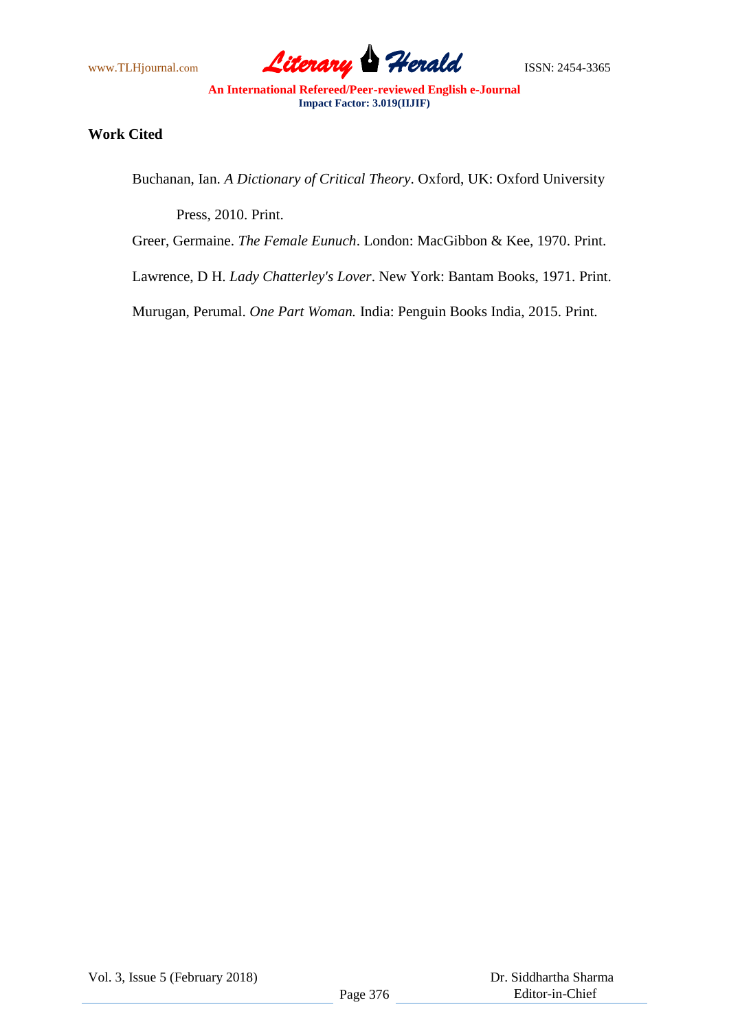## Work Cited

Buchanan, Ian. *A Dictionary of Critical Theory*. Oxford, UK: Oxford University Press, 2010. Print.

Greer, Germaine. *The Female Eunuch*. London: MacGibbon & Kee, 1970. Print.

Lawrence, D H. *Lady Chatterley's Lover*. New York: Bantam Books, 1971. Print.

Murugan, Perumal. *One Part Woman.* India: Penguin Books India, 2015. Print.